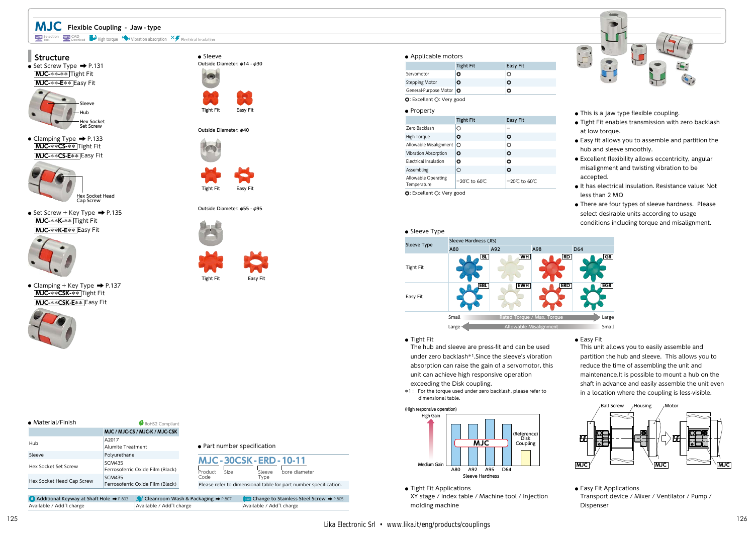# MJC Flexible Coupling - Jaw - type

Selection Tool · CAD Download · High torque · Vibration absorption · Electrical Insulation

## Structure

- Set Screw Type ➡ P.131
  - MJC-**-** Tight Fit
  - MJC-**-E** Easy Fit

Sleeve
Hub
Hex Socket Set Screw

- Clamping Type ➡ P.133
  - MJC-**CS-** Tight Fit
  - MJC-**CS-E** Easy Fit

Hex Socket Head Cap Screw

- Set Screw + Key Type ➡ P.135
  - MJC-**K-** Tight Fit
  - MJC-**K-E** Easy Fit

- Clamping + Key Type ➡ P.137
  - MJC-**CSK-** Tight Fit
  - MJC-**CSK-E** Easy Fit

- Sleeve

Outside Diameter: ϕ14 - ϕ30

Tight Fit · Easy Fit

Outside Diameter: ϕ40

Tight Fit · Easy Fit

Outside Diameter: ϕ55 - ϕ95

Tight Fit · Easy Fit

- Material/Finish

RoHS2 Compliant

| | MJC / MJC-CS / MJC-K / MJC-CSK |
|---|---|
| Hub | A2017 Alumite Treatment |
| Sleeve | Polyurethane |
| Hex Socket Set Screw | SCM435 Ferrosoferric Oxide Film (Black) |
| Hex Socket Head Cap Screw | SCM435 Ferrosoferric Oxide Film (Black) |

| Additional Keyway at Shaft Hole ➡ P.803 | Cleanroom Wash & Packaging ➡ P.807 | Change to Stainless Steel Screw ➡ P.805 |
|---|---|---|
| Available / Add'l charge | Available / Add'l charge | Available / Add'l charge |

- Part number specification

**MJC - 30CSK - ERD - 10-11**

Product Code · Size · Sleeve Type · bore diameter

Please refer to dimensional table for part number specification.

- Applicable motors

| | Tight Fit | Easy Fit |
|---|---|---|
| Servomotor | ◎ | ○ |
| Stepping Motor | ◎ | ◎ |
| General-Purpose Motor | ◎ | ◎ |

◎: Excellent ○: Very good

- Property

| | Tight Fit | Easy Fit |
|---|---|---|
| Zero Backlash | ○ | – |
| High Torque | ◎ | ◎ |
| Allowable Misalignment | ○ | ○ |
| Vibration Absorption | ◎ | ◎ |
| Electrical Insulation | ◎ | ◎ |
| Assembling | ○ | ◎ |
| Allowable Operating Temperature | −20℃ to 60℃ | −20℃ to 60℃ |

◎: Excellent ○: Very good

- This is a jaw type flexible coupling.
- Tight Fit enables transmission with zero backlash at low torque.
- Easy fit allows you to assemble and partition the hub and sleeve smoothly.
- Excellent flexibility allows eccentricity, angular misalignment and twisting vibration to be accepted.
- It has electrical insulation. Resistance value: Not less than 2 MΩ
- There are four types of sleeve hardness. Please select desirable units according to usage conditions including torque and misalignment.

- Sleeve Type

| Sleeve Type | Sleeve Hardness (JIS) | | | |
|---|---|---|---|---|
| | A80 | A92 | A98 | D64 |
| Tight Fit | BL | WH | RD | GR |
| Easy Fit | EBL | EWH | ERD | EGR |

Small ← Rated Torque / Max. Torque → Large

Large ← Allowable Misalignment → Small

- Tight Fit

The hub and sleeve are press-fit and can be used under zero backlash*1.Since the sleeve's vibration absorption can raise the gain of a servomotor, this unit can achieve high responsive operation exceeding the Disk coupling.

*1 : For the torque used under zero backlash, please refer to dimensional table.

(High responsive operation)

High Gain

Medium Gain

MJC

(Reference) Disk Coupling

A80 A92 A95 D64

Sleeve Hardness

- Tight Fit Applications

XY stage / Index table / Machine tool / Injection molding machine

- Easy Fit

This unit allows you to easily assemble and partition the hub and sleeve. This allows you to reduce the time of assembling the unit and maintenance.It is possible to mount a hub on the shaft in advance and easily assemble the unit even in a location where the coupling is less-visible.

Ball Screw · Housing · Motor

MJC · MJC · MJC

- Easy Fit Applications

Transport device / Mixer / Ventilator / Pump / Dispenser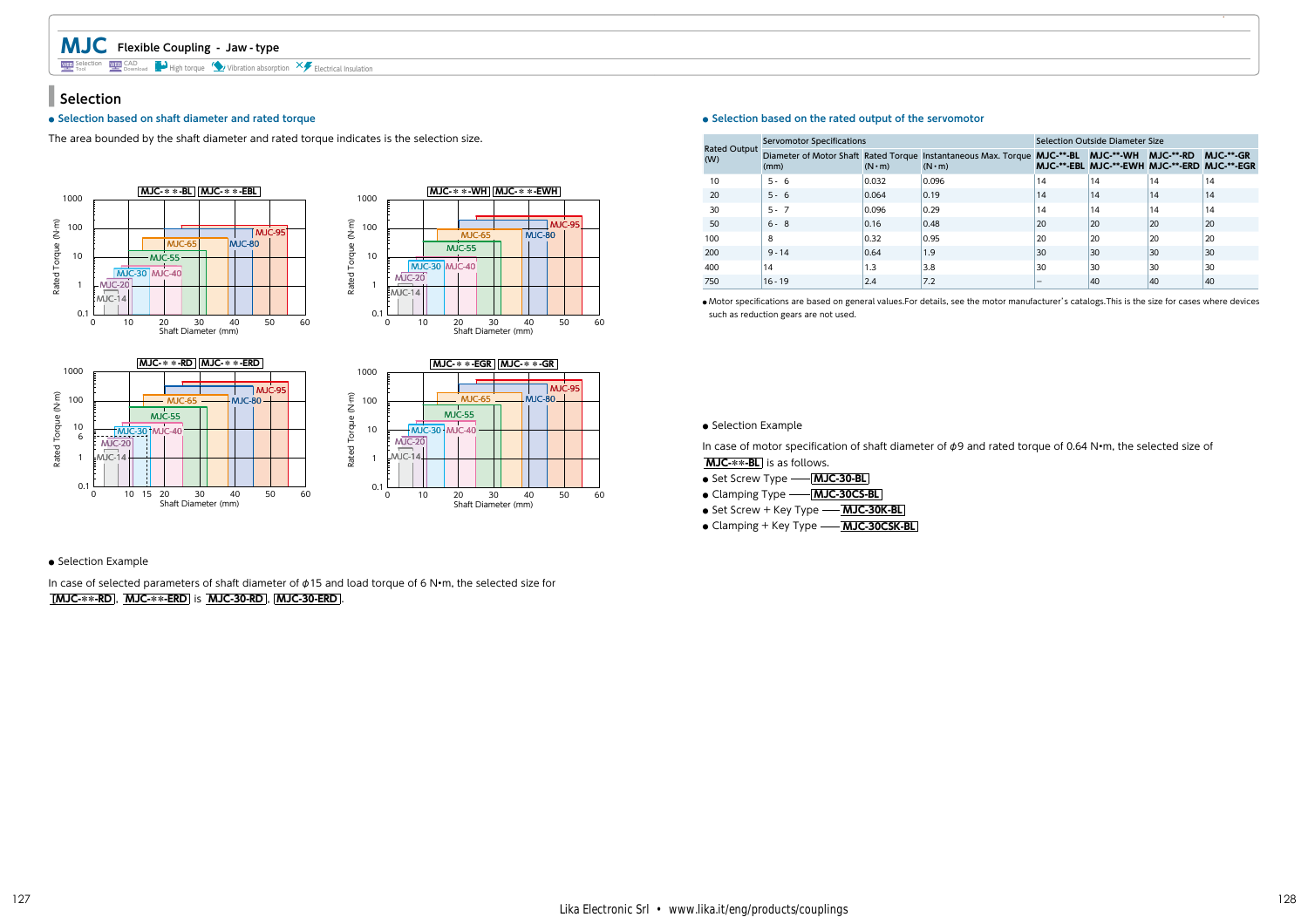# MJC Flexible Coupling - Jaw - type

Selection Tool | CAD Download | High torque | Vibration absorption | Electrical Insulation

## Selection

### ● Selection based on shaft diameter and rated torque

The area bounded by the shaft diameter and rated torque indicates the selection size.

MJC-＊＊-BL | MJC-＊＊-EBL

Rated Torque (N·m)
1000
100
10
1
0.1
0 10 20 30 40 50 60
Shaft Diameter (mm)
MJC-95, MJC-80, MJC-65, MJC-55, MJC-30, MJC-40, MJC-20, MJC-14

MJC-＊＊-WH | MJC-＊＊-EWH

Rated Torque (N·m)
1000
100
10
1
0.1
0 10 20 30 40 50 60
Shaft Diameter (mm)
MJC-95, MJC-65, MJC-80, MJC-55, MJC-30, MJC-40, MJC-20, MJC-14

MJC-＊＊-RD | MJC-＊＊-ERD

Rated Torque (N·m)
1000
100
10
6
1
0.1
0 10 15 20 30 40 50 60
Shaft Diameter (mm)
MJC-95, MJC-65, MJC-80, MJC-55, MJC-30, MJC-40, MJC-20, MJC-14

MJC-＊＊-EGR | MJC-＊＊-GR

Rated Torque (N·m)
1000
100
10
1
0.1
0 10 20 30 40 50 60
Shaft Diameter (mm)
MJC-95, MJC-65, MJC-80, MJC-55, MJC-30, MJC-40, MJC-20, MJC-14

● Selection Example

In case of selected parameters of shaft diameter of $\phi$15 and load torque of 6 N•m, the selected size for MJC-**-RD, MJC-**-ERD is MJC-30-RD, MJC-30-ERD.

### ● Selection based on the rated output of the servomotor

| Rated Output (W) | Servomotor Specifications | | | Selection Outside Diameter Size | | | |
|---|---|---|---|---|---|---|---|
| | Diameter of Motor Shaft (mm) | Rated Torque (N·m) | Instantaneous Max. Torque (N·m) | MJC-**-BL MJC-**-EBL | MJC-**-WH MJC-**-EWH | MJC-**-RD MJC-**-ERD | MJC-**-GR MJC-**-EGR |
| 10 | 5 - 6 | 0.032 | 0.096 | 14 | 14 | 14 | 14 |
| 20 | 5 - 6 | 0.064 | 0.19 | 14 | 14 | 14 | 14 |
| 30 | 5 - 7 | 0.096 | 0.29 | 14 | 14 | 14 | 14 |
| 50 | 6 - 8 | 0.16 | 0.48 | 20 | 20 | 20 | 20 |
| 100 | 8 | 0.32 | 0.95 | 20 | 20 | 20 | 20 |
| 200 | 9 - 14 | 0.64 | 1.9 | 30 | 30 | 30 | 30 |
| 400 | 14 | 1.3 | 3.8 | 30 | 30 | 30 | 30 |
| 750 | 16 - 19 | 2.4 | 7.2 | – | 40 | 40 | 40 |

● Motor specifications are based on general values.For details, see the motor manufacturer's catalogs.This is the size for cases where devices such as reduction gears are not used.

● Selection Example

In case of motor specification of shaft diameter of $\phi$9 and rated torque of 0.64 N•m, the selected size of MJC-**-BL is as follows.

- Set Screw Type —— MJC-30-BL
- Clamping Type —— MJC-30CS-BL
- Set Screw + Key Type —— MJC-30K-BL
- Clamping + Key Type —— MJC-30CSK-BL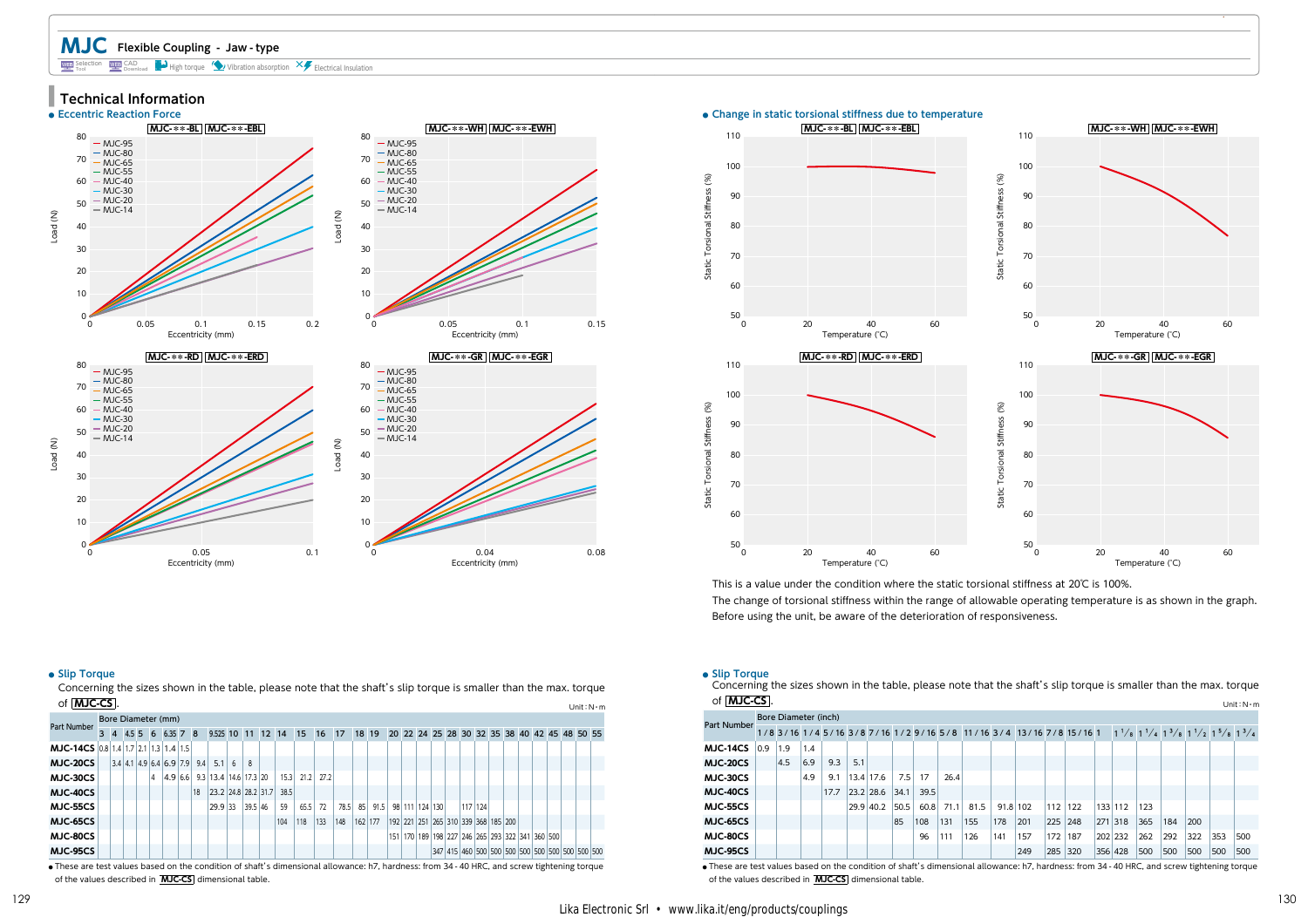# MJC Flexible Coupling - Jaw-type

Selection Tool | CAD Download | High torque | Vibration absorption | Electrical Insulation

## Technical Information

### Eccentric Reaction Force

MJC-※※-BL | MJC-※※-EBL

MJC-95
MJC-80
MJC-65
MJC-55
MJC-40
MJC-30
MJC-20
MJC-14

Load (N): 0, 10, 20, 30, 40, 50, 60, 70, 80
Eccentricity (mm): 0, 0.05, 0.1, 0.15, 0.2

MJC-※※-WH | MJC-※※-EWH

MJC-95
MJC-80
MJC-65
MJC-55
MJC-40
MJC-30
MJC-20
MJC-14

Load (N): 0, 10, 20, 30, 40, 50, 60, 70, 80
Eccentricity (mm): 0, 0.05, 0.1, 0.15

MJC-※※-RD | MJC-※※-ERD

MJC-95
MJC-80
MJC-65
MJC-55
MJC-40
MJC-30
MJC-20
MJC-14

Load (N): 0, 10, 20, 30, 40, 50, 60, 70, 80
Eccentricity (mm): 0, 0.05, 0.1

MJC-※※-GR | MJC-※※-EGR

MJC-95
MJC-80
MJC-65
MJC-55
MJC-40
MJC-30
MJC-20
MJC-14

Load (N): 0, 10, 20, 30, 40, 50, 60, 70, 80
Eccentricity (mm): 0, 0.04, 0.08

### Change in static torsional stiffness due to temperature

MJC-※※-BL | MJC-※※-EBL

Static Torsional Stiffness (%): 50, 60, 70, 80, 90, 100, 110
Temperature (℃): 0, 20, 40, 60

MJC-※※-WH | MJC-※※-EWH

Static Torsional Stiffness (%): 50, 60, 70, 80, 90, 100, 110
Temperature (℃): 0, 20, 40, 60

MJC-※※-RD | MJC-※※-ERD

Static Torsional Stiffness (%): 50, 60, 70, 80, 90, 100, 110
Temperature (℃): 0, 20, 40, 60

MJC-※※-GR | MJC-※※-EGR

Static Torsional Stiffness (%): 50, 60, 70, 80, 90, 100, 110
Temperature (℃): 0, 20, 40, 60

This is a value under the condition where the static torsional stiffness at 20℃ is 100%.
The change of torsional stiffness within the range of allowable operating temperature is as shown in the graph.
Before using the unit, be aware of the deterioration of responsiveness.

### Slip Torque

Concerning the sizes shown in the table, please note that the shaft's slip torque is smaller than the max. torque of **MJC-CS**.

Unit: N·m

| Part Number | Bore Diameter (mm) | | | | | | | | | | | | | | | | | | | | | | | | | | | | | | | | |
|---|---|---|---|---|---|---|---|---|---|---|---|---|---|---|---|---|---|---|---|---|---|---|---|---|---|---|---|---|---|---|---|---|---|
| | 3 | 4 | 4.5 | 5 | 6 | 6.35 | 7 | 8 | 9.525 | 10 | 11 | 12 | 14 | 15 | 16 | 17 | 18 | 19 | 20 | 22 | 24 | 25 | 28 | 30 | 32 | 35 | 38 | 40 | 42 | 45 | 48 | 50 | 55 |
| **MJC-14CS** | 0.8 | 1.4 | 1.7 | 2.1 | 1.3 | 1.4 | 1.5 | | | | | | | | | | | | | | | | | | | | | | | | | | |
| **MJC-20CS** | | 3.4 | 4.1 | 4.9 | 6.4 | 6.9 | 7.9 | 9.4 | 5.1 | 6 | 8 | | | | | | | | | | | | | | | | | | | | | | |
| **MJC-30CS** | | | | | 4 | 4.9 | 6.6 | 9.3 | 13.4 | 14.6 | 17.3 | 20 | 15.3 | 21.2 | 27.2 | | | | | | | | | | | | | | | | | | |
| **MJC-40CS** | | | | | | | | 18 | 23.2 | 24.8 | 28.2 | 31.7 | 38.5 | | | | | | | | | | | | | | | | | | | | |
| **MJC-55CS** | | | | | | | | | 29.9 | 33 | 39.5 | 46 | 59 | 65.5 | 72 | 78.5 | 85 | 91.5 | 98 | 111 | 124 | 130 | | 117 | 124 | | | | | | | | |
| **MJC-65CS** | | | | | | | | | | | | | 104 | 118 | 133 | 148 | 162 | 177 | 192 | 221 | 251 | 265 | 310 | 339 | 368 | 185 | 200 | | | | | | |
| **MJC-80CS** | | | | | | | | | | | | | | | | | | | 151 | 170 | 189 | 198 | 227 | 246 | 265 | 293 | 322 | 341 | 360 | 500 | | | |
| **MJC-95CS** | | | | | | | | | | | | | | | | | | | | | | 347 | 415 | 460 | 500 | 500 | 500 | 500 | 500 | 500 | 500 | 500 | 500 |

- These are test values based on the condition of shaft's dimensional allowance: h7, hardness: from 34 - 40 HRC, and screw tightening torque of the values described in **MJC-CS** dimensional table.

### Slip Torque

Concerning the sizes shown in the table, please note that the shaft's slip torque is smaller than the max. torque of **MJC-CS**.

Unit: N·m

| Part Number | Bore Diameter (inch) | | | | | | | | | | | | | | | | | | | | |
|---|---|---|---|---|---|---|---|---|---|---|---|---|---|---|---|---|---|---|---|---|---|
| | 1/8 | 3/16 | 1/4 | 5/16 | 3/8 | 7/16 | 1/2 | 9/16 | 5/8 | 11/16 | 3/4 | 13/16 | 7/8 | 15/16 | 1 | 1 1/8 | 1 1/4 | 1 3/8 | 1 1/2 | 1 5/8 | 1 3/4 |
| **MJC-14CS** | 0.9 | 1.9 | 1.4 | | | | | | | | | | | | | | | | | | |
| **MJC-20CS** | | 4.5 | 6.9 | 9.3 | 5.1 | | | | | | | | | | | | | | | | |
| **MJC-30CS** | | | 4.9 | 9.1 | 13.4 | 17.6 | 7.5 | 17 | 26.4 | | | | | | | | | | | | |
| **MJC-40CS** | | | | 17.7 | 23.2 | 28.6 | 34.1 | 39.5 | | | | | | | | | | | | | |
| **MJC-55CS** | | | | | 29.9 | 40.2 | 50.5 | 60.8 | 71.1 | 81.5 | 91.8 | 102 | 112 | 122 | 133 | 112 | 123 | | | | |
| **MJC-65CS** | | | | | | | 85 | 108 | 131 | 155 | 178 | 201 | 225 | 248 | 271 | 318 | 365 | 184 | 200 | | |
| **MJC-80CS** | | | | | | | | 96 | 111 | 126 | 141 | 157 | 172 | 187 | 202 | 232 | 262 | 292 | 322 | 353 | 500 |
| **MJC-95CS** | | | | | | | | | | | | 249 | 285 | 320 | 356 | 428 | 500 | 500 | 500 | 500 | 500 |

- These are test values based on the condition of shaft's dimensional allowance: h7, hardness: from 34 - 40 HRC, and screw tightening torque of the values described in **MJC-CS** dimensional table.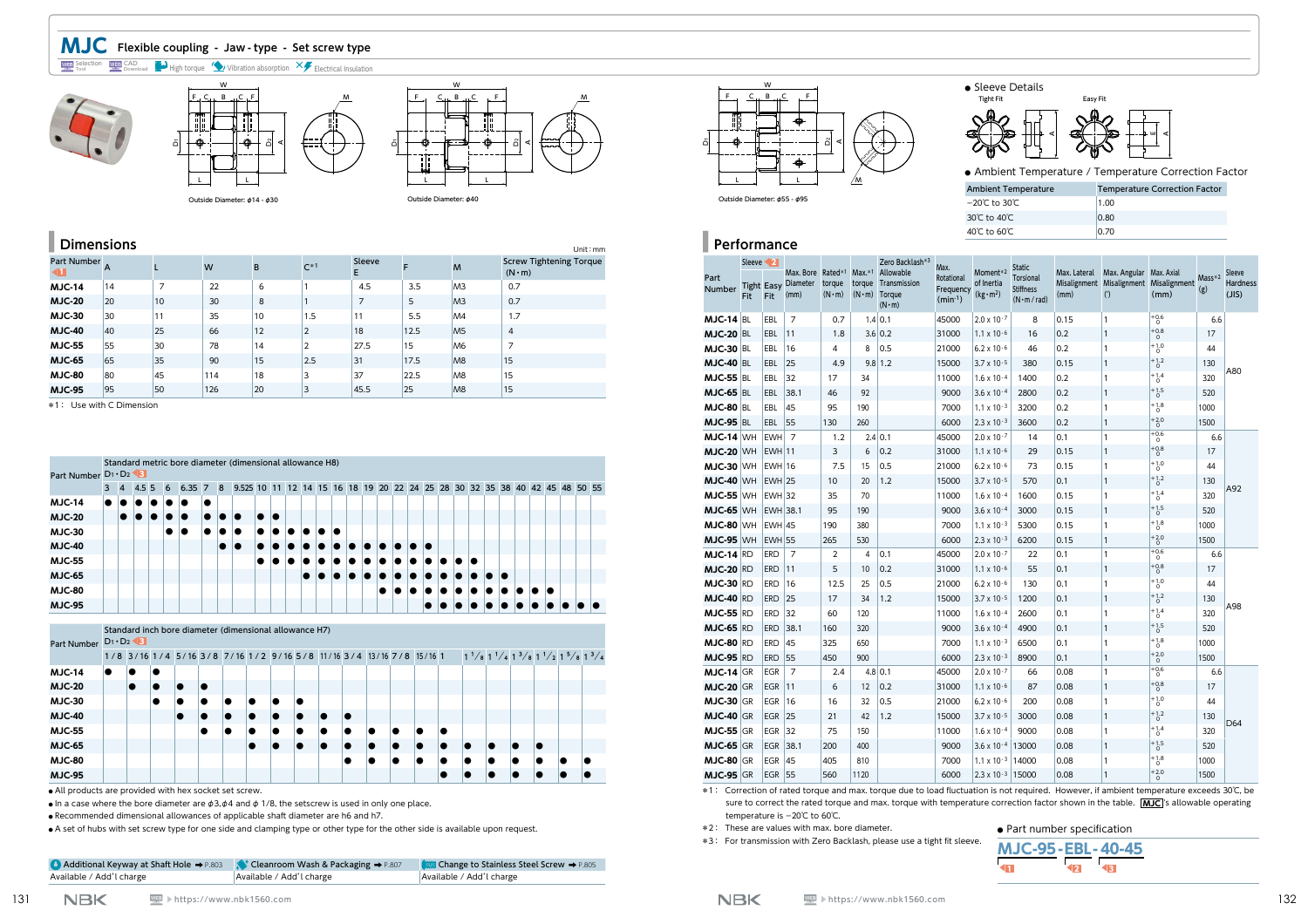# MJC Flexible coupling - Jaw-type - Set screw type

Selection Tool | CAD Download | High torque | Vibration absorption | Electrical Insulation

Outside Diameter: φ14 - φ30

Outside Diameter: φ40

Outside Diameter: φ55 - φ95

● Sleeve Details

Tight Fit　　Easy Fit

● Ambient Temperature / Temperature Correction Factor

| Ambient Temperature | Temperature Correction Factor |
|---|---|
| −20℃ to 30℃ | 1.00 |
| 30℃ to 40℃ | 0.80 |
| 40℃ to 60℃ | 0.70 |

## Dimensions

Unit: mm

| Part Number 1 | A | L | W | B | C*1 | Sleeve E | F | M | Screw Tightening Torque (N·m) |
|---|---|---|---|---|---|---|---|---|---|
| MJC-14 | 14 | 7 | 22 | 6 | 1 | 4.5 | 3.5 | M3 | 0.7 |
| MJC-20 | 20 | 10 | 30 | 8 | 1 | 7 | 5 | M3 | 0.7 |
| MJC-30 | 30 | 11 | 35 | 10 | 1.5 | 11 | 5.5 | M4 | 1.7 |
| MJC-40 | 40 | 25 | 66 | 12 | 2 | 18 | 12.5 | M5 | 4 |
| MJC-55 | 55 | 30 | 78 | 14 | 2 | 27.5 | 15 | M6 | 7 |
| MJC-65 | 65 | 35 | 90 | 15 | 2.5 | 31 | 17.5 | M8 | 15 |
| MJC-80 | 80 | 45 | 114 | 18 | 3 | 37 | 22.5 | M8 | 15 |
| MJC-95 | 95 | 50 | 126 | 20 | 3 | 45.5 | 25 | M8 | 15 |

*1: Use with C Dimension

Standard metric bore diameter (dimensional allowance H8)

| Part Number | D1·D2 3 | | | | | | | | | | | | | | | | | | | | | | | | | | | | | | |
|---|---|---|---|---|---|---|---|---|---|---|---|---|---|---|---|---|---|---|---|---|---|---|---|---|---|---|---|---|---|---|---|
| | 3 | 4 | 4.5 | 5 | 6 | 6.35 | 7 | 8 | 9.525 | 10 | 11 | 12 | 14 | 15 | 16 | 18 | 19 | 20 | 22 | 24 | 25 | 28 | 30 | 32 | 35 | 38 | 40 | 42 | 45 | 48 | 50 | 55 |
| MJC-14 | ● | ● | ● | ● | ● | ● | ● | | | | | | | | | | | | | | | | | | | | | | | | | |
| MJC-20 | | ● | ● | ● | ● | ● | ● | | | ● | ● | | | | | | | | | | | | | | | | | | | | | |
| MJC-30 | | | | | ● | ● | ● | ● | ● | ● | ● | ● | ● | ● | ● | | | | | | | | | | | | | | | | | |
| MJC-40 | | | | | | | | ● | ● | ● | ● | ● | ● | ● | ● | ● | ● | ● | ● | ● | ● | | | | | | | | | | | |
| MJC-55 | | | | | | | | | | ● | ● | ● | ● | ● | ● | ● | ● | ● | ● | ● | ● | ● | ● | ● | | | | | | | | |
| MJC-65 | | | | | | | | | | | | | ● | ● | ● | ● | ● | ● | ● | ● | ● | ● | ● | ● | ● | ● | | | | | | |
| MJC-80 | | | | | | | | | | | | | | | | | | ● | ● | ● | ● | ● | ● | ● | ● | ● | ● | ● | ● | | | |
| MJC-95 | | | | | | | | | | | | | | | | | | | | | ● | ● | ● | ● | ● | ● | ● | ● | ● | ● | ● | ● |

Standard inch bore diameter (dimensional allowance H7)

| Part Number | D1·D2 3 | | | | | | | | | | | | | | | | | | | | |
|---|---|---|---|---|---|---|---|---|---|---|---|---|---|---|---|---|---|---|---|---|---|
| | 1/8 | 3/16 | 1/4 | 5/16 | 3/8 | 7/16 | 1/2 | 9/16 | 5/8 | 11/16 | 3/4 | 13/16 | 7/8 | 15/16 | 1 | 1 1/8 | 1 1/4 | 1 3/8 | 1 1/2 | 1 5/8 | 1 3/4 |
| MJC-14 | ● | ● | ● | | | | | | | | | | | | | | | | | | |
| MJC-20 | | ● | ● | ● | ● | | | | | | | | | | | | | | | | |
| MJC-30 | | | ● | ● | ● | ● | ● | ● | ● | | | | | | | | | | | | |
| MJC-40 | | | | ● | ● | ● | ● | ● | ● | ● | ● | | | | | | | | | | |
| MJC-55 | | | | | ● | ● | ● | ● | ● | ● | ● | ● | ● | ● | ● | | | | | | |
| MJC-65 | | | | | | | ● | ● | ● | ● | ● | ● | ● | ● | ● | ● | ● | ● | ● | | |
| MJC-80 | | | | | | | | | | | ● | ● | ● | ● | ● | ● | ● | ● | ● | ● | ● |
| MJC-95 | | | | | | | | | | | | | | | ● | ● | ● | ● | ● | ● | ● |

- All products are provided with hex socket set screw.
- In a case where the bore diameter are φ3, φ4 and φ 1/8, the setscrew is used in one place.
- Recommended dimensional allowances of applicable shaft diameter are h6 and h7.
- A set of hubs with set screw type for one side and clamping type or other type for the other side is available upon request.

| Additional Keyway at Shaft Hole ➡ P.803 | Cleanroom Wash & Packaging ➡ P.807 | Change to Stainless Steel Screw ➡ P.805 |
|---|---|---|
| Available / Add'l charge | Available / Add'l charge | Available / Add'l charge |

## Performance

| Part Number | Sleeve 2 Tight Fit | Sleeve 2 Easy Fit | Max. Bore Diameter (mm) | Rated*1 torque (N·m) | Max.*1 torque (N·m) | Zero Backlash*3 Allowable Transmission Torque (N·m) | Max. Rotational Frequency (min⁻¹) | Moment*2 of Inertia (kg·m²) | Static Torsional Stiffness (N·m/rad) | Max. Lateral Misalignment (mm) | Max. Angular Misalignment (°) | Max. Axial Misalignment (mm) | Mass*2 (g) | Sleeve Hardness (JIS) |
|---|---|---|---|---|---|---|---|---|---|---|---|---|---|---|
| MJC-14 | BL | EBL | 7 | 0.7 | 1.4 | 0.1 | 45000 | $2.0\times10^{-7}$ | 8 | 0.15 | 1 | $^{+0.6}_{0}$ | 6.6 | A80 |
| MJC-20 | BL | EBL | 11 | 1.8 | 3.6 | 0.2 | 31000 | $1.1\times10^{-6}$ | 16 | 0.2 | 1 | $^{+0.8}_{0}$ | 17 | A80 |
| MJC-30 | BL | EBL | 16 | 4 | 8 | 0.5 | 21000 | $6.2\times10^{-6}$ | 46 | 0.2 | 1 | $^{+1.0}_{0}$ | 44 | A80 |
| MJC-40 | BL | EBL | 25 | 4.9 | 9.8 | 1.2 | 15000 | $3.7\times10^{-5}$ | 380 | 0.15 | 1 | $^{+1.2}_{0}$ | 130 | A80 |
| MJC-55 | BL | EBL | 32 | 17 | 34 | | 11000 | $1.6\times10^{-4}$ | 1400 | 0.2 | 1 | $^{+1.4}_{0}$ | 320 | A80 |
| MJC-65 | BL | EBL | 38.1 | 46 | 92 | | 9000 | $3.6\times10^{-4}$ | 2800 | 0.2 | 1 | $^{+1.5}_{0}$ | 520 | A80 |
| MJC-80 | BL | EBL | 45 | 95 | 190 | | 7000 | $1.1\times10^{-3}$ | 3200 | 0.2 | 1 | $^{+1.8}_{0}$ | 1000 | A80 |
| MJC-95 | BL | EBL | 55 | 130 | 260 | | 6000 | $2.3\times10^{-3}$ | 3600 | 0.2 | 1 | $^{+2.0}_{0}$ | 1500 | A80 |
| MJC-14 | WH | EWH | 7 | 1.2 | 2.4 | 0.1 | 45000 | $2.0\times10^{-7}$ | 14 | 0.1 | 1 | $^{+0.6}_{0}$ | 6.6 | A92 |
| MJC-20 | WH | EWH | 11 | 3 | 6 | 0.2 | 31000 | $1.1\times10^{-6}$ | 29 | 0.15 | 1 | $^{+0.8}_{0}$ | 17 | A92 |
| MJC-30 | WH | EWH | 16 | 7.5 | 15 | 0.5 | 21000 | $6.2\times10^{-6}$ | 73 | 0.15 | 1 | $^{+1.0}_{0}$ | 44 | A92 |
| MJC-40 | WH | EWH | 25 | 10 | 20 | 1.2 | 15000 | $3.7\times10^{-5}$ | 570 | 0.1 | 1 | $^{+1.2}_{0}$ | 130 | A92 |
| MJC-55 | WH | EWH | 32 | 35 | 70 | | 11000 | $1.6\times10^{-4}$ | 1600 | 0.15 | 1 | $^{+1.4}_{0}$ | 320 | A92 |
| MJC-65 | WH | EWH | 38.1 | 95 | 190 | | 9000 | $3.6\times10^{-4}$ | 3000 | 0.15 | 1 | $^{+1.5}_{0}$ | 520 | A92 |
| MJC-80 | WH | EWH | 45 | 190 | 380 | | 7000 | $1.1\times10^{-3}$ | 5300 | 0.15 | 1 | $^{+1.8}_{0}$ | 1000 | A92 |
| MJC-95 | WH | EWH | 55 | 265 | 530 | | 6000 | $2.3\times10^{-3}$ | 6200 | 0.15 | 1 | $^{+2.0}_{0}$ | 1500 | A92 |
| MJC-14 | RD | ERD | 7 | 2 | 4 | 0.1 | 45000 | $2.0\times10^{-7}$ | 22 | 0.1 | 1 | $^{+0.6}_{0}$ | 6.6 | A98 |
| MJC-20 | RD | ERD | 11 | 5 | 10 | 0.2 | 31000 | $1.1\times10^{-6}$ | 55 | 0.1 | 1 | $^{+0.8}_{0}$ | 17 | A98 |
| MJC-30 | RD | ERD | 16 | 12.5 | 25 | 0.5 | 21000 | $6.2\times10^{-6}$ | 130 | 0.1 | 1 | $^{+1.0}_{0}$ | 44 | A98 |
| MJC-40 | RD | ERD | 25 | 17 | 34 | 1.2 | 15000 | $3.7\times10^{-5}$ | 1200 | 0.1 | 1 | $^{+1.2}_{0}$ | 130 | A98 |
| MJC-55 | RD | ERD | 32 | 60 | 120 | | 11000 | $1.6\times10^{-4}$ | 2600 | 0.1 | 1 | $^{+1.4}_{0}$ | 320 | A98 |
| MJC-65 | RD | ERD | 38.1 | 160 | 320 | | 9000 | $3.6\times10^{-4}$ | 4900 | 0.1 | 1 | $^{+1.5}_{0}$ | 520 | A98 |
| MJC-80 | RD | ERD | 45 | 325 | 650 | | 7000 | $1.1\times10^{-3}$ | 6500 | 0.1 | 1 | $^{+1.8}_{0}$ | 1000 | A98 |
| MJC-95 | RD | ERD | 55 | 450 | 900 | | 6000 | $2.3\times10^{-3}$ | 8900 | 0.1 | 1 | $^{+2.0}_{0}$ | 1500 | A98 |
| MJC-14 | GR | EGR | 7 | 2.4 | 4.8 | 0.1 | 45000 | $2.0\times10^{-7}$ | 66 | 0.08 | 1 | $^{+0.6}_{0}$ | 6.6 | D64 |
| MJC-20 | GR | EGR | 11 | 6 | 12 | 0.2 | 31000 | $1.1\times10^{-6}$ | 87 | 0.08 | 1 | $^{+0.8}_{0}$ | 17 | D64 |
| MJC-30 | GR | EGR | 16 | 16 | 32 | 0.5 | 21000 | $6.2\times10^{-6}$ | 200 | 0.08 | 1 | $^{+1.0}_{0}$ | 44 | D64 |
| MJC-40 | GR | EGR | 25 | 21 | 42 | 1.2 | 15000 | $3.7\times10^{-5}$ | 3000 | 0.08 | 1 | $^{+1.2}_{0}$ | 130 | D64 |
| MJC-55 | GR | EGR | 32 | 75 | 150 | | 11000 | $1.6\times10^{-4}$ | 9000 | 0.08 | 1 | $^{+1.4}_{0}$ | 320 | D64 |
| MJC-65 | GR | EGR | 38.1 | 200 | 400 | | 9000 | $3.6\times10^{-4}$ | 13000 | 0.08 | 1 | $^{+1.5}_{0}$ | 520 | D64 |
| MJC-80 | GR | EGR | 45 | 405 | 810 | | 7000 | $1.1\times10^{-3}$ | 14000 | 0.08 | 1 | $^{+1.8}_{0}$ | 1000 | D64 |
| MJC-95 | GR | EGR | 55 | 560 | 1120 | | 6000 | $2.3\times10^{-3}$ | 15000 | 0.08 | 1 | $^{+2.0}_{0}$ | 1500 | D64 |

*1: Correction of rated torque and max. torque due to load fluctuation is not required. However, if ambient temperature exceeds 30℃, be sure to correct the rated torque and max. torque with temperature correction factor shown in the table. MJC's allowable operating temperature is −20℃ to 60℃.

*2: These are values with max. bore diameter.

*3: For transmission with Zero Backlash, please use a tight fit sleeve.

● Part number specification

**MJC-95-EBL-40-45**

1 (MJC-95) 2 (EBL) 3 (40-45)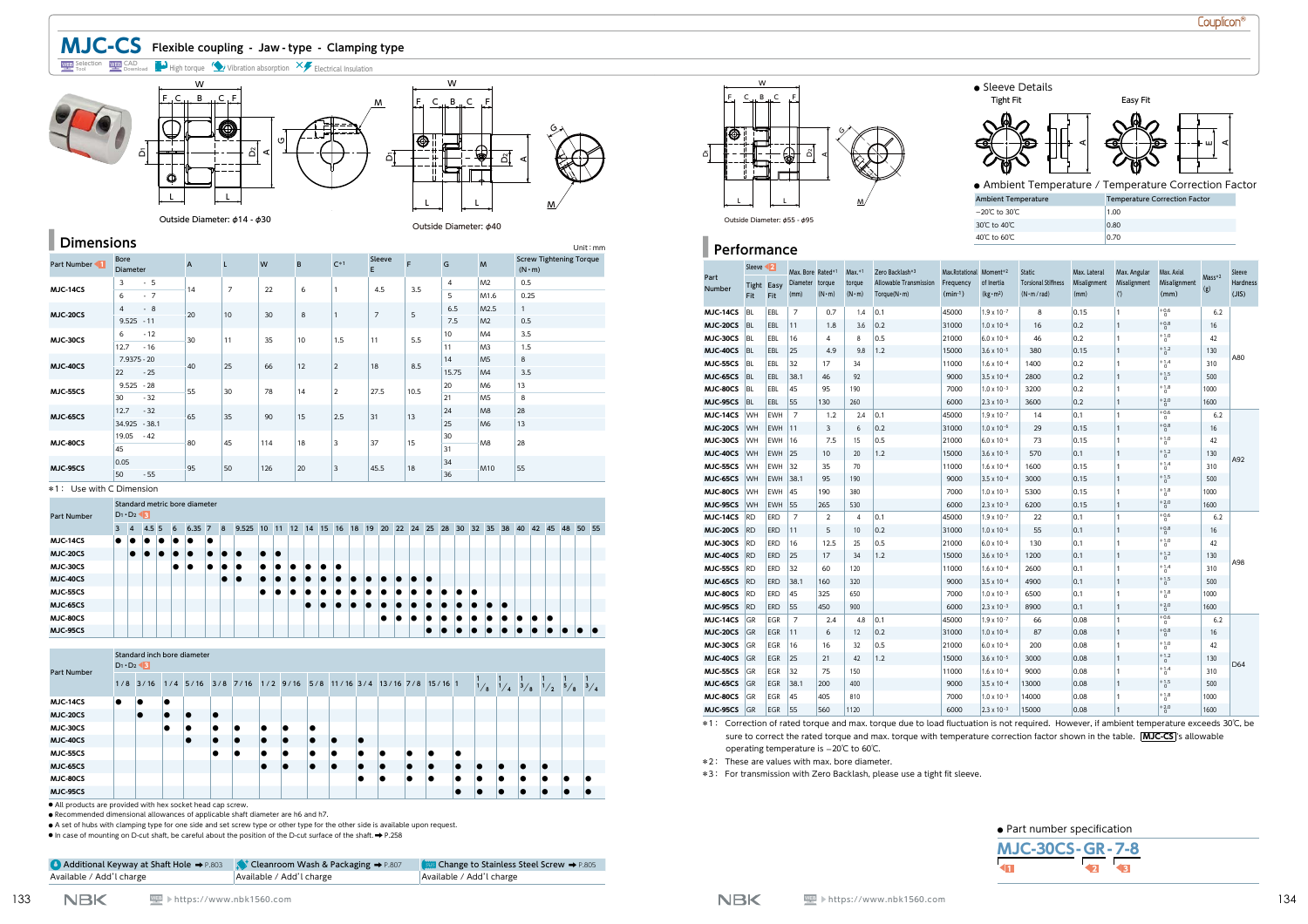# MJC-CS Flexible coupling - Jaw-type - Clamping type

Selection Tool | CAD Download | High torque | Vibration absorption | Electrical Insulation

Outside Diameter: ϕ14 - ϕ30

Outside Diameter: ϕ40

Outside Diameter: ϕ55 - ϕ95

## Dimensions

Unit : mm

| Part Number [1] | Bore Diameter | A | L | W | B | C *1 | Sleeve E | F | G | M | Screw Tightening Torque (N・m) |
|---|---|---|---|---|---|---|---|---|---|---|---|
| MJC-14CS | 3 - 5 | 14 | 7 | 22 | 6 | 1 | 4.5 | 3.5 | 4 | M2 | 0.5 |
| | 6 - 7 | | | | | | | | 5 | M1.6 | 0.25 |
| MJC-20CS | 4 - 8 | 20 | 10 | 30 | 8 | 1 | 7 | 5 | 6.5 | M2.5 | 1 |
| | 9.525 - 11 | | | | | | | | 7.5 | M2 | 0.5 |
| MJC-30CS | 6 - 12 | 30 | 11 | 35 | 10 | 1.5 | 11 | 5.5 | 10 | M4 | 3.5 |
| | 12.7 - 16 | | | | | | | | 11 | M3 | 1.5 |
| MJC-40CS | 7.9375 - 20 | 40 | 25 | 66 | 12 | 2 | 18 | 8.5 | 14 | M5 | 8 |
| | 22 - 25 | | | | | | | | 15.75 | M4 | 3.5 |
| MJC-55CS | 9.525 - 28 | 55 | 30 | 78 | 14 | 2 | 27.5 | 10.5 | 20 | M6 | 13 |
| | 30 - 32 | | | | | | | | 21 | M5 | 8 |
| MJC-65CS | 12.7 - 32 | 65 | 35 | 90 | 15 | 2.5 | 31 | 13 | 24 | M8 | 28 |
| | 34.925 - 38.1 | | | | | | | | 25 | M6 | 13 |
| MJC-80CS | 19.05 - 42 | 80 | 45 | 114 | 18 | 3 | 37 | 15 | 30 | M8 | 28 |
| | 45 | | | | | | | | 31 | | |
| MJC-95CS | 0.05 | 95 | 50 | 126 | 20 | 3 | 45.5 | 18 | 34 | M10 | 55 |
| | 50 - 55 | | | | | | | | 36 | | |

*1: Use with C Dimension

Standard metric bore diameter $D_1 \cdot D_2$ [3]

| Part Number | 3 | 4 | 4.5 | 5 | 6 | 6.35 | 7 | 8 | 9.525 | 10 | 11 | 12 | 14 | 15 | 16 | 18 | 19 | 20 | 22 | 24 | 25 | 28 | 30 | 32 | 35 | 38 | 40 | 42 | 45 | 48 | 50 | 55 |
|---|---|---|---|---|---|---|---|---|---|---|---|---|---|---|---|---|---|---|---|---|---|---|---|---|---|---|---|---|---|---|---|---|
| MJC-14CS | ● | ● | ● | ● | ● | ● | ● | | | | | | | | | | | | | | | | | | | | | | | | | |
| MJC-20CS | | ● | ● | ● | ● | ● | ● | ● | ● | ● | ● | | | | | | | | | | | | | | | | | | | | | |
| MJC-30CS | | | | | ● | ● | ● | ● | ● | ● | ● | ● | ● | ● | ● | | | | | | | | | | | | | | | | | |
| MJC-40CS | | | | | | | | ● | ● | ● | ● | ● | ● | ● | ● | ● | ● | ● | ● | ● | ● | | | | | | | | | | | |
| MJC-55CS | | | | | | | | | | ● | ● | ● | ● | ● | ● | ● | ● | ● | ● | ● | ● | ● | ● | ● | | | | | | | | |
| MJC-65CS | | | | | | | | | | | | | ● | ● | ● | ● | ● | ● | ● | ● | ● | ● | ● | ● | ● | ● | | | | | | |
| MJC-80CS | | | | | | | | | | | | | | | | | | ● | ● | ● | ● | ● | ● | ● | ● | ● | ● | ● | ● | | | |
| MJC-95CS | | | | | | | | | | | | | | | | | | | | | ● | ● | ● | ● | ● | ● | ● | ● | ● | ● | ● | ● |

Standard inch bore diameter $D_1 \cdot D_2$ [3]

| Part Number | 1/8 | 3/16 | 1/4 | 5/16 | 3/8 | 7/16 | 1/2 | 9/16 | 5/8 | 11/16 | 3/4 | 13/16 | 7/8 | 15/16 | 1 | 1 1/8 | 1 1/4 | 1 3/8 | 1 1/2 | 1 5/8 | 1 3/4 |
|---|---|---|---|---|---|---|---|---|---|---|---|---|---|---|---|---|---|---|---|---|---|
| MJC-14CS | ● | ● | ● | | | | | | | | | | | | | | | | | | |
| MJC-20CS | | ● | ● | ● | ● | | | | | | | | | | | | | | | | |
| MJC-30CS | | | ● | ● | ● | ● | ● | ● | ● | | | | | | | | | | | | |
| MJC-40CS | | | | ● | ● | ● | ● | ● | ● | ● | ● | | | | | | | | | | |
| MJC-55CS | | | | | ● | ● | ● | ● | ● | ● | ● | ● | ● | ● | ● | | | | | | |
| MJC-65CS | | | | | | | ● | ● | ● | ● | ● | ● | ● | ● | ● | ● | ● | ● | ● | | |
| MJC-80CS | | | | | | | | | | | ● | ● | ● | ● | ● | ● | ● | ● | ● | ● | ● |
| MJC-95CS | | | | | | | | | | | | | | | ● | ● | ● | ● | ● | ● | ● |

- All products are provided with hex socket head cap screw.
- Recommended dimensional allowances of applicable shaft diameter are h6 and h7.
- A set of hubs with clamping type for one side and set screw type or other type for the other side is available upon request.
- In case of mounting on D-cut shaft, be careful about the position of the D-cut surface of the shaft. ➡ P.258

| Additional Keyway at Shaft Hole ➡ P.803 | Cleanroom Wash & Packaging ➡ P.807 | Change to Stainless Steel Screw ➡ P.805 |
|---|---|---|
| Available / Add'l charge | Available / Add'l charge | Available / Add'l charge |

● Sleeve Details

Tight Fit　　Easy Fit

● Ambient Temperature / Temperature Correction Factor

| Ambient Temperature | Temperature Correction Factor |
|---|---|
| −20℃ to 30℃ | 1.00 |
| 30℃ to 40℃ | 0.80 |
| 40℃ to 60℃ | 0.70 |

## Performance

| Part Number | Sleeve [2] Tight Fit | Easy Fit | Max. Bore Diameter (mm) | Rated *1 torque (N・m) | Max. *1 torque (N・m) | Zero Backlash *3 Allowable Transmission Torque (N・m) | Max. Rotational Frequency (min⁻¹) | Moment *2 of Inertia (kg・m²) | Static Torsional Stiffness (N・m/rad) | Max. Lateral Misalignment (mm) | Max. Angular Misalignment (°) | Max. Axial Misalignment (mm) | Mass *2 (g) | Sleeve Hardness (JIS) |
|---|---|---|---|---|---|---|---|---|---|---|---|---|---|---|
| MJC-14CS | BL | EBL | 7 | 0.7 | 1.4 | 0.1 | 45000 | $1.9\times10^{-7}$ | 8 | 0.15 | 1 | +0.6 / 0 | 6.2 | A80 |
| MJC-20CS | BL | EBL | 11 | 1.8 | 3.6 | 0.2 | 31000 | $1.0\times10^{-6}$ | 16 | 0.2 | 1 | +0.8 / 0 | 16 | |
| MJC-30CS | BL | EBL | 16 | 4 | 8 | 0.5 | 21000 | $6.0\times10^{-6}$ | 46 | 0.2 | 1 | +1.0 / 0 | 42 | |
| MJC-40CS | BL | EBL | 25 | 4.9 | 9.8 | 1.2 | 15000 | $3.6\times10^{-5}$ | 380 | 0.15 | 1 | +1.2 / 0 | 130 | |
| MJC-55CS | BL | EBL | 32 | 17 | 34 | | 11000 | $1.6\times10^{-4}$ | 1400 | 0.2 | 1 | +1.4 / 0 | 310 | |
| MJC-65CS | BL | EBL | 38.1 | 46 | 92 | | 9000 | $3.5\times10^{-4}$ | 2800 | 0.2 | 1 | +1.5 / 0 | 500 | |
| MJC-80CS | BL | EBL | 45 | 95 | 190 | | 7000 | $1.0\times10^{-3}$ | 3200 | 0.2 | 1 | +1.8 / 0 | 1000 | |
| MJC-95CS | BL | EBL | 55 | 130 | 260 | | 6000 | $2.3\times10^{-3}$ | 3600 | 0.2 | 1 | +2.0 / 0 | 1600 | |
| MJC-14CS | WH | EWH | 7 | 1.2 | 2.4 | 0.1 | 45000 | $1.9\times10^{-7}$ | 14 | 0.1 | 1 | +0.6 / 0 | 6.2 | A92 |
| MJC-20CS | WH | EWH | 11 | 3 | 6 | 0.2 | 31000 | $1.0\times10^{-6}$ | 29 | 0.15 | 1 | +0.8 / 0 | 16 | |
| MJC-30CS | WH | EWH | 16 | 7.5 | 15 | 0.5 | 21000 | $6.0\times10^{-6}$ | 73 | 0.15 | 1 | +1.0 / 0 | 42 | |
| MJC-40CS | WH | EWH | 25 | 10 | 20 | 1.2 | 15000 | $3.6\times10^{-5}$ | 570 | 0.1 | 1 | +1.2 / 0 | 130 | |
| MJC-55CS | WH | EWH | 32 | 35 | 70 | | 11000 | $1.6\times10^{-4}$ | 1600 | 0.15 | 1 | +1.4 / 0 | 310 | |
| MJC-65CS | WH | EWH | 38.1 | 95 | 190 | | 9000 | $3.5\times10^{-4}$ | 3000 | 0.15 | 1 | +1.5 / 0 | 500 | |
| MJC-80CS | WH | EWH | 45 | 190 | 380 | | 7000 | $1.0\times10^{-3}$ | 5300 | 0.15 | 1 | +1.8 / 0 | 1000 | |
| MJC-95CS | WH | EWH | 55 | 265 | 530 | | 6000 | $2.3\times10^{-3}$ | 6200 | 0.15 | 1 | +2.0 / 0 | 1600 | |
| MJC-14CS | RD | ERD | 7 | 2 | 4 | 0.1 | 45000 | $1.9\times10^{-7}$ | 22 | 0.1 | 1 | +0.6 / 0 | 6.2 | A98 |
| MJC-20CS | RD | ERD | 11 | 5 | 10 | 0.2 | 31000 | $1.0\times10^{-6}$ | 55 | 0.1 | 1 | +0.8 / 0 | 16 | |
| MJC-30CS | RD | ERD | 16 | 12.5 | 25 | 0.5 | 21000 | $6.0\times10^{-6}$ | 130 | 0.1 | 1 | +1.0 / 0 | 42 | |
| MJC-40CS | RD | ERD | 25 | 17 | 34 | 1.2 | 15000 | $3.6\times10^{-5}$ | 1200 | 0.1 | 1 | +1.2 / 0 | 130 | |
| MJC-55CS | RD | ERD | 32 | 60 | 120 | | 11000 | $1.6\times10^{-4}$ | 2600 | 0.1 | 1 | +1.4 / 0 | 310 | |
| MJC-65CS | RD | ERD | 38.1 | 160 | 320 | | 9000 | $3.5\times10^{-4}$ | 4900 | 0.1 | 1 | +1.5 / 0 | 500 | |
| MJC-80CS | RD | ERD | 45 | 325 | 650 | | 7000 | $1.0\times10^{-3}$ | 6500 | 0.1 | 1 | +1.8 / 0 | 1000 | |
| MJC-95CS | RD | ERD | 55 | 450 | 900 | | 6000 | $2.3\times10^{-3}$ | 8900 | 0.1 | 1 | +2.0 / 0 | 1600 | |
| MJC-14CS | GR | EGR | 7 | 2.4 | 4.8 | 0.1 | 45000 | $1.9\times10^{-7}$ | 66 | 0.08 | 1 | +0.6 / 0 | 6.2 | D64 |
| MJC-20CS | GR | EGR | 11 | 6 | 12 | 0.2 | 31000 | $1.0\times10^{-6}$ | 87 | 0.08 | 1 | +0.8 / 0 | 16 | |
| MJC-30CS | GR | EGR | 16 | 16 | 32 | 0.5 | 21000 | $6.0\times10^{-6}$ | 200 | 0.08 | 1 | +1.0 / 0 | 42 | |
| MJC-40CS | GR | EGR | 25 | 21 | 42 | 1.2 | 15000 | $3.6\times10^{-5}$ | 3000 | 0.08 | 1 | +1.2 / 0 | 130 | |
| MJC-55CS | GR | EGR | 32 | 75 | 150 | | 11000 | $1.6\times10^{-4}$ | 9000 | 0.08 | 1 | +1.4 / 0 | 310 | |
| MJC-65CS | GR | EGR | 38.1 | 200 | 400 | | 9000 | $3.5\times10^{-4}$ | 13000 | 0.08 | 1 | +1.5 / 0 | 500 | |
| MJC-80CS | GR | EGR | 45 | 405 | 810 | | 7000 | $1.0\times10^{-3}$ | 14000 | 0.08 | 1 | +1.8 / 0 | 1000 | |
| MJC-95CS | GR | EGR | 55 | 560 | 1120 | | 6000 | $2.3\times10^{-3}$ | 15000 | 0.08 | 1 | +2.0 / 0 | 1600 | |

*1: Correction of rated torque and max. torque due to load fluctuation is not required. However, if ambient temperature exceeds 30℃, be sure to correct the rated torque and max. torque with temperature correction factor shown in the table. MJC-CS's allowable operating temperature is −20℃ to 60℃.

*2: These are values with max. bore diameter.

*3: For transmission with Zero Backlash, please use a tight fit sleeve.

● Part number specification

**MJC-30CS - GR - 7-8**

[1]　[2]　[3]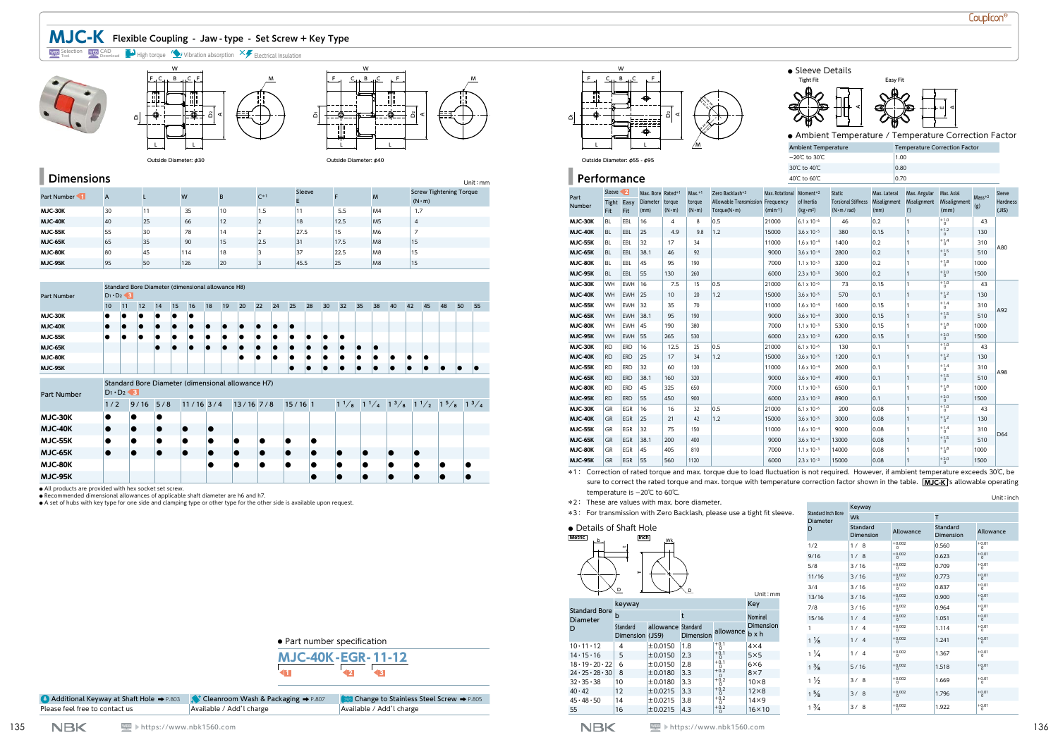# MJC-K Flexible Coupling - Jaw - type - Set Screw + Key Type

Selection Tool | CAD Download | High torque | Vibration absorption | Electrical Insulation

Outside Diameter: ϕ30

Outside Diameter: ϕ40

Outside Diameter: ϕ55 · ϕ95

## Dimensions

Unit : mm

| Part Number [1] | A | L | W | B | C [*1] | Sleeve E | F | M | Screw Tightening Torque (N・m) |
|---|---|---|---|---|---|---|---|---|---|
| MJC-30K | 30 | 11 | 35 | 10 | 1.5 | 11 | 5.5 | M4 | 1.7 |
| MJC-40K | 40 | 25 | 66 | 12 | 2 | 18 | 12.5 | M5 | 4 |
| MJC-55K | 55 | 30 | 78 | 14 | 2 | 27.5 | 15 | M6 | 7 |
| MJC-65K | 65 | 35 | 90 | 15 | 2.5 | 31 | 17.5 | M8 | 15 |
| MJC-80K | 80 | 45 | 114 | 18 | 3 | 37 | 22.5 | M8 | 15 |
| MJC-95K | 95 | 50 | 126 | 20 | 3 | 45.5 | 25 | M8 | 15 |

| Part Number | Standard Bore Diameter (dimensional allowance H8) D1・D2 [3] | | | | | | | | | | | | | | | | | | | | | | |
|---|---|---|---|---|---|---|---|---|---|---|---|---|---|---|---|---|---|---|---|---|---|---|---|
| | 10 | 11 | 12 | 14 | 15 | 16 | 18 | 19 | 20 | 22 | 24 | 25 | 28 | 30 | 32 | 35 | 38 | 40 | 42 | 45 | 48 | 50 | 55 |
| MJC-30K | ● | ● | ● | ● | ● | ● | | | | | | | | | | | | | | | | | |
| MJC-40K | ● | ● | ● | ● | ● | ● | ● | ● | ● | ● | ● | ● | | | | | | | | | | | |
| MJC-55K | ● | ● | ● | ● | ● | ● | ● | ● | ● | ● | ● | ● | ● | ● | ● | | | | | | | | |
| MJC-65K | | | | ● | ● | ● | ● | ● | ● | ● | ● | ● | ● | ● | ● | ● | ● | | | | | | |
| MJC-80K | | | | | | | | | ● | ● | ● | ● | ● | ● | ● | ● | ● | ● | ● | ● | | | |
| MJC-95K | | | | | | | | | | | | ● | ● | ● | ● | ● | ● | ● | ● | ● | ● | ● | ● |

| Part Number | Standard Bore Diameter (dimensional allowance H7) D1・D2 [3] | | | | | | | | | | | | | | |
|---|---|---|---|---|---|---|---|---|---|---|---|---|---|---|---|
| | 1/2 | 9/16 | 5/8 | 11/16 | 3/4 | 13/16 | 7/8 | 15/16 | 1 | 1 1/8 | 1 1/4 | 1 3/8 | 1 1/2 | 1 5/8 | 1 3/4 |
| MJC-30K | ● | ● | ● | | | | | | | | | | | | |
| MJC-40K | ● | ● | ● | ● | ● | | | | | | | | | | |
| MJC-55K | ● | ● | ● | ● | ● | ● | ● | ● | ● | | | | | | |
| MJC-65K | ● | ● | ● | ● | ● | ● | ● | ● | ● | ● | ● | ● | ● | | |
| MJC-80K | | | | | ● | ● | ● | ● | ● | ● | ● | ● | ● | ● | ● |
| MJC-95K | | | | | | | | | ● | ● | ● | ● | ● | ● | ● |

- All products are provided with hex socket set screw.
- Recommended dimensional allowances of applicable shaft diameter are h6 and h7.
- A set of hubs with key type for one side and clamping type or other type for the other side is available upon request.

### Part number specification

MJC-40K - EGR - 11 - 12
[1] [2] [3]

| Additional Keyway at Shaft Hole ➡ P.803 | Cleanroom Wash & Packaging ➡ P.807 | Change to Stainless Steel Screw ➡ P.805 |
|---|---|---|
| Please feel free to contact us | Available / Add'l charge | Available / Add'l charge |

### Sleeve Details

Tight Fit | Easy Fit

### Ambient Temperature / Temperature Correction Factor

| Ambient Temperature | Temperature Correction Factor |
|---|---|
| −20℃ to 30℃ | 1.00 |
| 30℃ to 40℃ | 0.80 |
| 40℃ to 60℃ | 0.70 |

## Performance

| Part Number | Sleeve [2] Tight Fit | Sleeve Easy Fit | Max. Bore Diameter (mm) | Rated[*1] torque (N・m) | Max.[*1] torque (N・m) | Zero Backlash[*3] Allowable Transmission Torque(N・m) | Max. Rotational Frequency (min⁻¹) | Moment[*2] of Inertia (kg・m²) | Static Torsional Stiffness (N・m/rad) | Max. Lateral Misalignment (mm) | Max. Angular Misalignment (°) | Max. Axial Misalignment (mm) | Mass[*2] (g) | Sleeve Hardness (JIS) |
|---|---|---|---|---|---|---|---|---|---|---|---|---|---|---|
| MJC-30K | BL | EBL | 16 | 4 | 8 | 0.5 | 21000 | $6.1\times10^{-6}$ | 46 | 0.2 | 1 | $^{+1.0}_{0}$ | 43 | A80 |
| MJC-40K | BL | EBL | 25 | 4.9 | 9.8 | 1.2 | 15000 | $3.6\times10^{-5}$ | 380 | 0.15 | 1 | $^{+1.2}_{0}$ | 130 | |
| MJC-55K | BL | EBL | 32 | 17 | 34 | | 11000 | $1.6\times10^{-4}$ | 1400 | 0.2 | 1 | $^{+1.4}_{0}$ | 310 | |
| MJC-65K | BL | EBL | 38.1 | 46 | 92 | | 9000 | $3.6\times10^{-4}$ | 2800 | 0.2 | 1 | $^{+1.5}_{0}$ | 510 | |
| MJC-80K | BL | EBL | 45 | 95 | 190 | | 7000 | $1.1\times10^{-3}$ | 3200 | 0.2 | 1 | $^{+1.8}_{0}$ | 1000 | |
| MJC-95K | BL | EBL | 55 | 130 | 260 | | 6000 | $2.3\times10^{-3}$ | 3600 | 0.2 | 1 | $^{+2.0}_{0}$ | 1500 | |
| MJC-30K | WH | EWH | 16 | 7.5 | 15 | 0.5 | 21000 | $6.1\times10^{-6}$ | 73 | 0.15 | 1 | $^{+1.0}_{0}$ | 43 | A92 |
| MJC-40K | WH | EWH | 25 | 10 | 20 | 1.2 | 15000 | $3.6\times10^{-5}$ | 570 | 0.1 | 1 | $^{+1.2}_{0}$ | 130 | |
| MJC-55K | WH | EWH | 32 | 35 | 70 | | 11000 | $1.6\times10^{-4}$ | 1600 | 0.15 | 1 | $^{+1.4}_{0}$ | 310 | |
| MJC-65K | WH | EWH | 38.1 | 95 | 190 | | 9000 | $3.6\times10^{-4}$ | 3000 | 0.15 | 1 | $^{+1.5}_{0}$ | 510 | |
| MJC-80K | WH | EWH | 45 | 190 | 380 | | 7000 | $1.1\times10^{-3}$ | 5300 | 0.15 | 1 | $^{+1.8}_{0}$ | 1000 | |
| MJC-95K | WH | EWH | 55 | 265 | 530 | | 6000 | $2.3\times10^{-3}$ | 6200 | 0.15 | 1 | $^{+2.0}_{0}$ | 1500 | |
| MJC-30K | RD | ERD | 16 | 12.5 | 25 | 0.5 | 21000 | $6.1\times10^{-6}$ | 130 | 0.1 | 1 | $^{+1.0}_{0}$ | 43 | A98 |
| MJC-40K | RD | ERD | 25 | 17 | 34 | 1.2 | 15000 | $3.6\times10^{-5}$ | 1200 | 0.1 | 1 | $^{+1.2}_{0}$ | 130 | |
| MJC-55K | RD | ERD | 32 | 60 | 120 | | 11000 | $1.6\times10^{-4}$ | 2600 | 0.1 | 1 | $^{+1.4}_{0}$ | 310 | |
| MJC-65K | RD | ERD | 38.1 | 160 | 320 | | 9000 | $3.6\times10^{-4}$ | 4900 | 0.1 | 1 | $^{+1.5}_{0}$ | 510 | |
| MJC-80K | RD | ERD | 45 | 325 | 650 | | 7000 | $1.1\times10^{-3}$ | 6500 | 0.1 | 1 | $^{+1.8}_{0}$ | 1000 | |
| MJC-95K | RD | ERD | 55 | 450 | 900 | | 6000 | $2.3\times10^{-3}$ | 8900 | 0.1 | 1 | $^{+2.0}_{0}$ | 1500 | |
| MJC-30K | GR | EGR | 16 | 16 | 32 | 0.5 | 21000 | $6.1\times10^{-6}$ | 200 | 0.08 | 1 | $^{+1.0}_{0}$ | 43 | D64 |
| MJC-40K | GR | EGR | 25 | 21 | 42 | 1.2 | 15000 | $3.6\times10^{-5}$ | 3000 | 0.08 | 1 | $^{+1.2}_{0}$ | 130 | |
| MJC-55K | GR | EGR | 32 | 75 | 150 | | 11000 | $1.6\times10^{-4}$ | 9000 | 0.08 | 1 | $^{+1.4}_{0}$ | 310 | |
| MJC-65K | GR | EGR | 38.1 | 200 | 400 | | 9000 | $3.6\times10^{-4}$ | 13000 | 0.08 | 1 | $^{+1.5}_{0}$ | 510 | |
| MJC-80K | GR | EGR | 45 | 405 | 810 | | 7000 | $1.1\times10^{-3}$ | 14000 | 0.08 | 1 | $^{+1.8}_{0}$ | 1000 | |
| MJC-95K | GR | EGR | 55 | 560 | 1120 | | 6000 | $2.3\times10^{-3}$ | 15000 | 0.08 | 1 | $^{+2.0}_{0}$ | 1500 | |

*1: Correction of rated torque and max. torque due to load fluctuation is not required. However, if ambient temperature exceeds 30℃, be sure to correct the rated torque and max. torque with temperature correction factor shown in the table. MJC-K's allowable operating temperature is −20℃ to 60℃.
*2: These are values with max. bore diameter.
*3: For transmission with Zero Backlash, please use a tight fit sleeve.

### Details of Shaft Hole

Metric | Inch

Unit : mm

| Standard Bore Diameter D | keyway b Standard Dimension | b allowance (JS9) | t Standard Dimension | t allowance | Key Nominal Dimension b x h |
|---|---|---|---|---|---|
| 10・11・12 | 4 | ±0.0150 | 1.8 | $^{+0.1}_{0}$ | 4×4 |
| 14・15・16 | 5 | ±0.0150 | 2.3 | $^{+0.1}_{0}$ | 5×5 |
| 18・19・20・22 | 6 | ±0.0150 | 2.8 | $^{+0.1}_{0}$ | 6×6 |
| 24・25・28・30 | 8 | ±0.0180 | 3.3 | $^{+0.2}_{0}$ | 8×7 |
| 32・35・38 | 10 | ±0.0180 | 3.3 | $^{+0.2}_{0}$ | 10×8 |
| 40・42 | 12 | ±0.0215 | 3.3 | $^{+0.2}_{0}$ | 12×8 |
| 45・48・50 | 14 | ±0.0215 | 3.8 | $^{+0.2}_{0}$ | 14×9 |
| 55 | 16 | ±0.0215 | 4.3 | $^{+0.2}_{0}$ | 16×10 |

Unit : inch

| Standard Inch Bore Diameter D | Keyway Wk Standard Dimension | Wk Allowance | T Standard Dimension | T Allowance |
|---|---|---|---|---|
| 1/2 | 1/8 | $^{+0.002}_{0}$ | 0.560 | $^{+0.01}_{0}$ |
| 9/16 | 1/8 | $^{+0.002}_{0}$ | 0.623 | $^{+0.01}_{0}$ |
| 5/8 | 3/16 | $^{+0.002}_{0}$ | 0.709 | $^{+0.01}_{0}$ |
| 11/16 | 3/16 | $^{+0.002}_{0}$ | 0.773 | $^{+0.01}_{0}$ |
| 3/4 | 3/16 | $^{+0.002}_{0}$ | 0.837 | $^{+0.01}_{0}$ |
| 13/16 | 3/16 | $^{+0.002}_{0}$ | 0.900 | $^{+0.01}_{0}$ |
| 7/8 | 3/16 | $^{+0.002}_{0}$ | 0.964 | $^{+0.01}_{0}$ |
| 15/16 | 1/4 | $^{+0.002}_{0}$ | 1.051 | $^{+0.01}_{0}$ |
| 1 | 1/4 | $^{+0.002}_{0}$ | 1.114 | $^{+0.01}_{0}$ |
| 1 1/8 | 1/4 | $^{+0.002}_{0}$ | 1.241 | $^{+0.01}_{0}$ |
| 1 1/4 | 1/4 | $^{+0.002}_{0}$ | 1.367 | $^{+0.01}_{0}$ |
| 1 3/8 | 5/16 | $^{+0.002}_{0}$ | 1.518 | $^{+0.01}_{0}$ |
| 1 1/2 | 3/8 | $^{+0.002}_{0}$ | 1.669 | $^{+0.01}_{0}$ |
| 1 5/8 | 3/8 | $^{+0.002}_{0}$ | 1.796 | $^{+0.01}_{0}$ |
| 1 3/4 | 3/8 | $^{+0.002}_{0}$ | 1.922 | $^{+0.01}_{0}$ |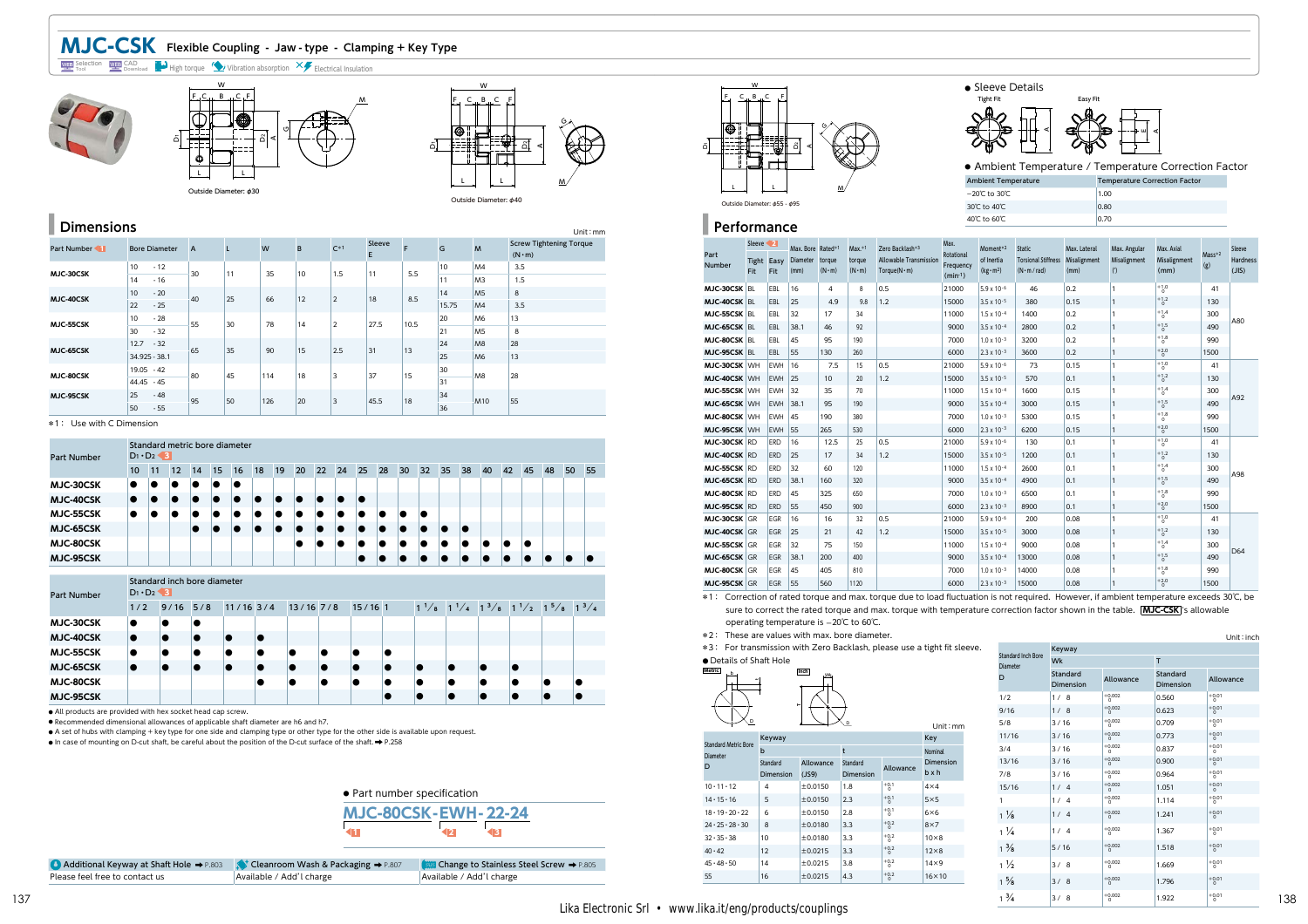# MJC-CSK Flexible Coupling - Jaw - type - Clamping + Key Type

Selection Tool | CAD Download | High torque | Vibration absorption | Electrical Insulation

Outside Diameter: φ30

Outside Diameter: φ40

Outside Diameter: φ55 - φ95

● Sleeve Details

Tight Fit | Easy Fit

● Ambient Temperature / Temperature Correction Factor

| Ambient Temperature | Temperature Correction Factor |
|---|---|
| −20℃ to 30℃ | 1.00 |
| 30℃ to 40℃ | 0.80 |
| 40℃ to 60℃ | 0.70 |

## Dimensions

Unit : mm

| Part Number [1] | Bore Diameter | A | L | W | B | C*1 | Sleeve E | F | G | M | Screw Tightening Torque (N・m) |
|---|---|---|---|---|---|---|---|---|---|---|---|
| MJC-30CSK | 10 - 12 | 30 | 11 | 35 | 10 | 1.5 | 11 | 5.5 | 10 | M4 | 3.5 |
| | 14 - 16 | | | | | | | | 11 | M3 | 1.5 |
| MJC-40CSK | 10 - 20 | 40 | 25 | 66 | 12 | 2 | 18 | 8.5 | 14 | M5 | 8 |
| | 22 - 25 | | | | | | | | 15.75 | M4 | 3.5 |
| MJC-55CSK | 10 - 28 | 55 | 30 | 78 | 14 | 2 | 27.5 | 10.5 | 20 | M6 | 13 |
| | 30 - 32 | | | | | | | | 21 | M5 | 8 |
| MJC-65CSK | 12.7 - 32 | 65 | 35 | 90 | 15 | 2.5 | 31 | 13 | 24 | M8 | 28 |
| | 34.925 - 38.1 | | | | | | | | 25 | M6 | 13 |
| MJC-80CSK | 19.05 - 42 | 80 | 45 | 114 | 18 | 3 | 37 | 15 | 30 | M8 | 28 |
| | 44.45 - 45 | | | | | | | | 31 | | |
| MJC-95CSK | 25 - 48 | 95 | 50 | 126 | 20 | 3 | 45.5 | 18 | 34 | M10 | 55 |
| | 50 - 55 | | | | | | | | 36 | | |

*1 : Use with C Dimension

| Part Number | Standard metric bore diameter D1・D2 [3] | | | | | | | | | | | | | | | | | | | |
|---|---|---|---|---|---|---|---|---|---|---|---|---|---|---|---|---|---|---|---|---|
| | 10 | 11 | 12 | 14 | 15 | 16 | 18 | 19 | 20 | 22 | 24 | 25 | 28 | 30 | 32 | 35 | 38 | 40 | 42 | 45 | 48 | 50 | 55 |
| MJC-30CSK | ● | ● | ● | ● | ● | ● | | | | | | | | | | | | | | | | | |
| MJC-40CSK | ● | ● | ● | ● | ● | ● | ● | ● | ● | ● | ● | ● | | | | | | | | | | | |
| MJC-55CSK | ● | ● | ● | ● | ● | ● | ● | ● | ● | ● | ● | ● | ● | ● | ● | | | | | | | | |
| MJC-65CSK | | | ● | ● | ● | ● | ● | ● | ● | ● | ● | ● | ● | ● | ● | ● | ● | | | | | | |
| MJC-80CSK | | | | | | | | ● | ● | ● | ● | ● | ● | ● | ● | ● | ● | ● | ● | ● | | | |
| MJC-95CSK | | | | | | | | | | | | ● | ● | ● | ● | ● | ● | ● | ● | ● | ● | ● | ● |

| Part Number | Standard inch bore diameter D1・D2 [3] | | | | | | | | | | | | | |
|---|---|---|---|---|---|---|---|---|---|---|---|---|---|---|
| | 1/2 | 9/16 | 5/8 | 11/16 | 3/4 | 13/16 | 7/8 | 15/16 | 1 | 1 1/8 | 1 1/4 | 1 3/8 | 1 1/2 | 1 5/8 | 1 3/4 |
| MJC-30CSK | ● | ● | ● | | | | | | | | | | | | |
| MJC-40CSK | ● | ● | ● | ● | ● | | | | | | | | | | |
| MJC-55CSK | ● | ● | ● | ● | ● | ● | ● | ● | ● | | | | | | |
| MJC-65CSK | ● | ● | ● | ● | ● | ● | ● | ● | ● | ● | ● | ● | | | |
| MJC-80CSK | | | | | ● | ● | ● | ● | ● | ● | ● | ● | ● | ● | ● |
| MJC-95CSK | | | | | | | | | ● | ● | ● | ● | ● | ● | ● |

- All products are provided with hex socket head cap screw.
- Recommended dimensional allowances of applicable shaft diameter are h6 and h7.
- A set of hubs with clamping + key type for one side and clamping type or other type for the other side is available upon request.
- In case of mounting on D-cut shaft, be careful about the position of the D-cut surface of the shaft. ➡ P.258

● Part number specification

**MJC-80CSK - EWH - 22-24**

[1] [2] [3]

| Additional Keyway at Shaft Hole ➡ P.803 | Cleanroom Wash & Packaging ➡ P.807 | Change to Stainless Steel Screw ➡ P.805 |
|---|---|---|
| Please feel free to contact us | Available / Add'l charge | Available / Add'l charge |

## Performance

| Part Number | Sleeve [2] Tight Fit | Easy Fit | Max. Bore Diameter (mm) | Rated*1 torque (N・m) | Max.*1 torque (N・m) | Zero Backlash*3 Allowable Transmission Torque(N・m) | Max. Rotational Frequency (min⁻¹) | Moment*2 of Inertia (kg・m²) | Static Torsional Stiffness (N・m/rad) | Max. Lateral Misalignment (mm) | Max. Angular Misalignment (°) | Max. Axial Misalignment (mm) | Mass*2 (g) | Sleeve Hardness (JIS) |
|---|---|---|---|---|---|---|---|---|---|---|---|---|---|---|
| MJC-30CSK | BL | EBL | 16 | 4 | 8 | 0.5 | 21000 | $5.9\times10^{-6}$ | 46 | 0.2 | 1 | $^{+1.0}_{0}$ | 41 | A80 |
| MJC-40CSK | BL | EBL | 25 | 4.9 | 9.8 | 1.2 | 15000 | $3.5\times10^{-5}$ | 380 | 0.15 | 1 | $^{+1.2}_{0}$ | 130 | |
| MJC-55CSK | BL | EBL | 32 | 17 | 34 | | 11000 | $1.5\times10^{-4}$ | 1400 | 0.2 | 1 | $^{+1.4}_{0}$ | 300 | |
| MJC-65CSK | BL | EBL | 38.1 | 46 | 92 | | 9000 | $3.5\times10^{-4}$ | 2800 | 0.2 | 1 | $^{+1.5}_{0}$ | 490 | |
| MJC-80CSK | BL | EBL | 45 | 95 | 190 | | 7000 | $1.0\times10^{-3}$ | 3200 | 0.2 | 1 | $^{+1.8}_{0}$ | 990 | |
| MJC-95CSK | BL | EBL | 55 | 130 | 260 | | 6000 | $2.3\times10^{-3}$ | 3600 | 0.2 | 1 | $^{+2.0}_{0}$ | 1500 | |
| MJC-30CSK | WH | EWH | 16 | 7.5 | 15 | 0.5 | 21000 | $5.9\times10^{-6}$ | 73 | 0.15 | 1 | $^{+1.0}_{0}$ | 41 | A92 |
| MJC-40CSK | WH | EWH | 25 | 10 | 20 | 1.2 | 15000 | $3.5\times10^{-5}$ | 570 | 0.1 | 1 | $^{+1.2}_{0}$ | 130 | |
| MJC-55CSK | WH | EWH | 32 | 35 | 70 | | 11000 | $1.5\times10^{-4}$ | 1600 | 0.15 | 1 | $^{+1.4}_{0}$ | 300 | |
| MJC-65CSK | WH | EWH | 38.1 | 95 | 190 | | 9000 | $3.5\times10^{-4}$ | 3000 | 0.15 | 1 | $^{+1.5}_{0}$ | 490 | |
| MJC-80CSK | WH | EWH | 45 | 190 | 380 | | 7000 | $1.0\times10^{-3}$ | 5300 | 0.15 | 1 | $^{+1.8}_{0}$ | 990 | |
| MJC-95CSK | WH | EWH | 55 | 265 | 530 | | 6000 | $2.3\times10^{-3}$ | 6200 | 0.15 | 1 | $^{+2.0}_{0}$ | 1500 | |
| MJC-30CSK | RD | ERD | 16 | 12.5 | 25 | 0.5 | 21000 | $5.9\times10^{-6}$ | 130 | 0.1 | 1 | $^{+1.0}_{0}$ | 41 | A98 |
| MJC-40CSK | RD | ERD | 25 | 17 | 34 | 1.2 | 15000 | $3.5\times10^{-5}$ | 1200 | 0.1 | 1 | $^{+1.2}_{0}$ | 130 | |
| MJC-55CSK | RD | ERD | 32 | 60 | 120 | | 11000 | $1.5\times10^{-4}$ | 2600 | 0.1 | 1 | $^{+1.4}_{0}$ | 300 | |
| MJC-65CSK | RD | ERD | 38.1 | 160 | 320 | | 9000 | $3.5\times10^{-4}$ | 4900 | 0.1 | 1 | $^{+1.5}_{0}$ | 490 | |
| MJC-80CSK | RD | ERD | 45 | 325 | 650 | | 7000 | $1.0\times10^{-3}$ | 6500 | 0.1 | 1 | $^{+1.8}_{0}$ | 990 | |
| MJC-95CSK | RD | ERD | 55 | 450 | 900 | | 6000 | $2.3\times10^{-3}$ | 8900 | 0.1 | 1 | $^{+2.0}_{0}$ | 1500 | |
| MJC-30CSK | GR | EGR | 16 | 16 | 32 | 0.5 | 21000 | $5.9\times10^{-6}$ | 200 | 0.08 | 1 | $^{+1.0}_{0}$ | 41 | D64 |
| MJC-40CSK | GR | EGR | 25 | 21 | 42 | 1.2 | 15000 | $3.5\times10^{-5}$ | 3000 | 0.08 | 1 | $^{+1.2}_{0}$ | 130 | |
| MJC-55CSK | GR | EGR | 32 | 75 | 150 | | 11000 | $1.5\times10^{-4}$ | 9000 | 0.08 | 1 | $^{+1.4}_{0}$ | 300 | |
| MJC-65CSK | GR | EGR | 38.1 | 200 | 400 | | 9000 | $3.5\times10^{-4}$ | 13000 | 0.08 | 1 | $^{+1.5}_{0}$ | 490 | |
| MJC-80CSK | GR | EGR | 45 | 405 | 810 | | 7000 | $1.0\times10^{-3}$ | 14000 | 0.08 | 1 | $^{+1.8}_{0}$ | 990 | |
| MJC-95CSK | GR | EGR | 55 | 560 | 1120 | | 6000 | $2.3\times10^{-3}$ | 15000 | 0.08 | 1 | $^{+2.0}_{0}$ | 1500 | |

*1 : Correction of rated torque and max. torque due to load fluctuation is not required. However, if ambient temperature exceeds 30℃, be sure to correct the rated torque and max. torque with temperature correction factor shown in the table. MJC-CSK's allowable operating temperature is −20℃ to 60℃.

*2 : These are values with max. bore diameter.

*3 : For transmission with Zero Backlash, please use a tight fit sleeve.

● Details of Shaft Hole

Metric | Inch

Unit : mm

| Standard Metric Bore Diameter D | Keyway b Standard Dimension | Allowance (JS9) | t Standard Dimension | Allowance | Key Nominal Dimension b×h |
|---|---|---|---|---|---|
| 10・11・12 | 4 | ±0.0150 | 1.8 | $^{+0.1}_{0}$ | 4×4 |
| 14・15・16 | 5 | ±0.0150 | 2.3 | $^{+0.1}_{0}$ | 5×5 |
| 18・19・20・22 | 6 | ±0.0150 | 2.8 | $^{+0.1}_{0}$ | 6×6 |
| 24・25・28・30 | 8 | ±0.0180 | 3.3 | $^{+0.2}_{0}$ | 8×7 |
| 32・35・38 | 10 | ±0.0180 | 3.3 | $^{+0.2}_{0}$ | 10×8 |
| 40・42 | 12 | ±0.0215 | 3.3 | $^{+0.2}_{0}$ | 12×8 |
| 45・48・50 | 14 | ±0.0215 | 3.8 | $^{+0.2}_{0}$ | 14×9 |
| 55 | 16 | ±0.0215 | 4.3 | $^{+0.2}_{0}$ | 16×10 |

Unit : inch

| Standard Inch Bore Diameter D | Keyway Wk Standard Dimension | Allowance | T Standard Dimension | Allowance |
|---|---|---|---|---|
| 1/2 | 1/8 | $^{+0.002}_{0}$ | 0.560 | $^{+0.01}_{0}$ |
| 9/16 | 1/8 | $^{+0.002}_{0}$ | 0.623 | $^{+0.01}_{0}$ |
| 5/8 | 3/16 | $^{+0.002}_{0}$ | 0.709 | $^{+0.01}_{0}$ |
| 11/16 | 3/16 | $^{+0.002}_{0}$ | 0.773 | $^{+0.01}_{0}$ |
| 3/4 | 3/16 | $^{+0.002}_{0}$ | 0.837 | $^{+0.01}_{0}$ |
| 13/16 | 3/16 | $^{+0.002}_{0}$ | 0.900 | $^{+0.01}_{0}$ |
| 7/8 | 3/16 | $^{+0.002}_{0}$ | 0.964 | $^{+0.01}_{0}$ |
| 15/16 | 1/4 | $^{+0.002}_{0}$ | 1.051 | $^{+0.01}_{0}$ |
| 1 | 1/4 | $^{+0.002}_{0}$ | 1.114 | $^{+0.01}_{0}$ |
| 1 1/8 | 1/4 | $^{+0.002}_{0}$ | 1.241 | $^{+0.01}_{0}$ |
| 1 1/4 | 1/4 | $^{+0.002}_{0}$ | 1.367 | $^{+0.01}_{0}$ |
| 1 3/8 | 5/16 | $^{+0.002}_{0}$ | 1.518 | $^{+0.01}_{0}$ |
| 1 1/2 | 3/8 | $^{+0.002}_{0}$ | 1.669 | $^{+0.01}_{0}$ |
| 1 5/8 | 3/8 | $^{+0.002}_{0}$ | 1.796 | $^{+0.01}_{0}$ |
| 1 3/4 | 3/8 | $^{+0.002}_{0}$ | 1.922 | $^{+0.01}_{0}$ |

Lika Electronic Srl • www.lika.it/eng/products/couplings